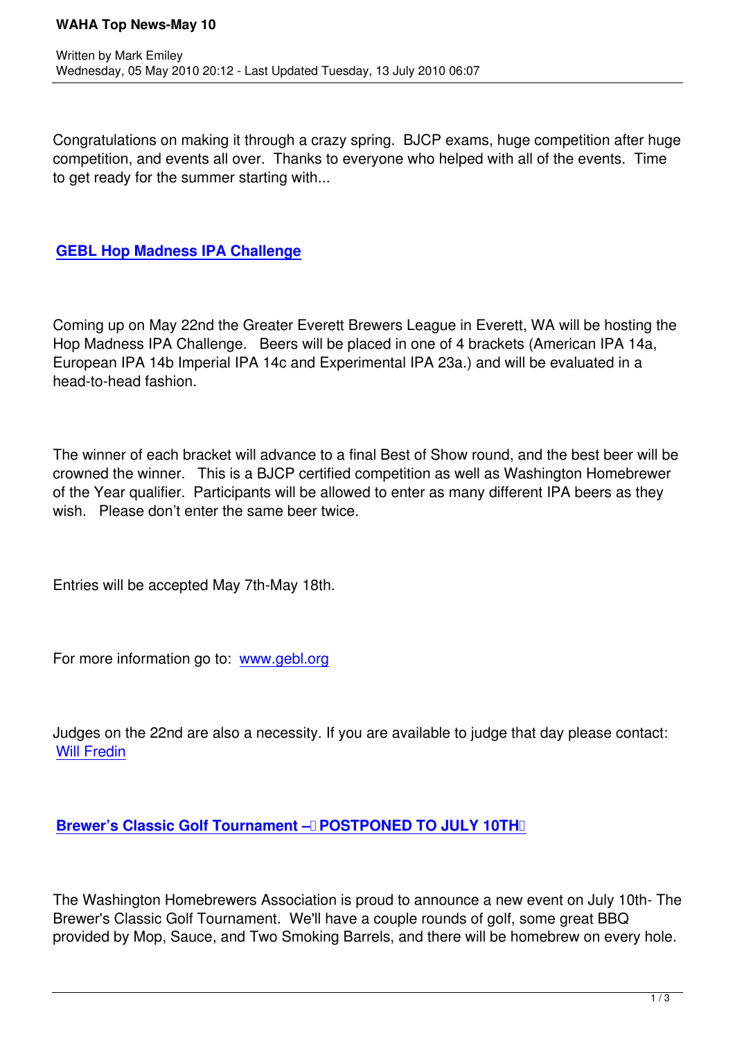Congratulations on making it through a crazy spring. BJCP exams, huge competition after huge competition, and events all over. Thanks to everyone who helped with all of the events. Time to get ready for the summer starting with...

## GEBL Hop Madness IPA Challenge

Coming up on May 22nd the Greater Everett Brewers League in Everett, WA will be hosting the Hop Madness IPA Challenge. Beers will be placed in one of 4 brackets (American IPA 14a, European IPA 14b Imperial IPA 14c and Experimental IPA 23a.) and will be evaluated in a head-to-head fashion.

The winner of each bracket will advance to a final Best of Show round, and the best beer will be crowned the winner. This is a BJCP certified competition as well as Washington Homebrewer of the Year qualifier. Participants will be allowed to enter as many different IPA beers as they wish. Please don't enter the same beer twice.

Entries will be accepted May 7th-May 18th.

For more information go to: www.gebl.org

Judges on the 22nd are also a necessity. If you are available to judge that day please contact: Will Fredin

## Brewer's Classic Golf Tournament – POSTPONED TO JULY 10TH

The Washington Homebrewers Association is proud to announce a new event on July 10th- The Brewer's Classic Golf Tournament. We'll have a couple rounds of golf, some great BBQ provided by Mop, Sauce, and Two Smoking Barrels, and there will be homebrew on every hole.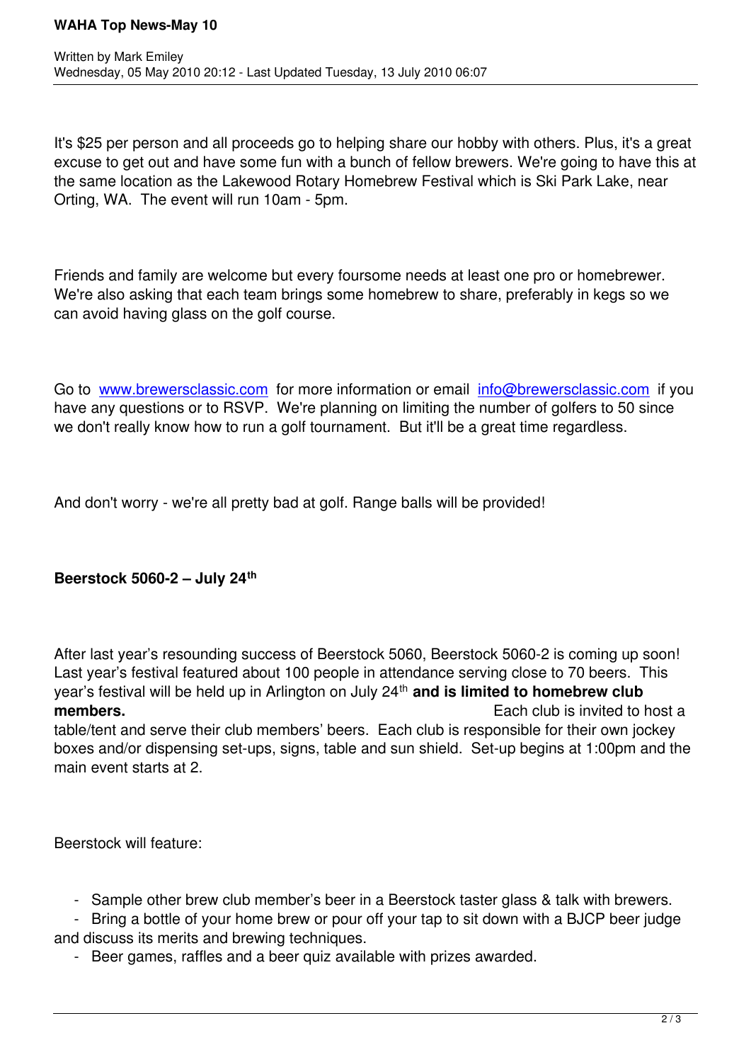It's $25 per person and all proceeds go to helping share our hobby with others. Plus, it's a great excuse to get out and have some fun with a bunch of fellow brewers. We're going to have this at the same location as the Lakewood Rotary Homebrew Festival which is Ski Park Lake, near Orting, WA. The event will run 10am - 5pm.

Friends and family are welcome but every foursome needs at least one pro or homebrewer. We're also asking that each team brings some homebrew to share, preferably in kegs so we can avoid having glass on the golf course.

Go to www.brewersclassic.com for more information or email info@brewersclassic.com if you have any questions or to RSVP. We're planning on limiting the number of golfers to 50 since we don't really know how to run a golf tournament. But it'll be a great time regardless.

And don't worry - we're all pretty bad at golf. Range balls will be provided!

**Beerstock 5060-2 – July 24th**

After last year's resounding success of Beerstock 5060, Beerstock 5060-2 is coming up soon! Last year's festival featured about 100 people in attendance serving close to 70 beers. This year's festival will be held up in Arlington on July 24th **and is limited to homebrew club members.** Each club is invited to host a table/tent and serve their club members' beers. Each club is responsible for their own jockey boxes and/or dispensing set-ups, signs, table and sun shield. Set-up begins at 1:00pm and the main event starts at 2.

Beerstock will feature:

- Sample other brew club member's beer in a Beerstock taster glass & talk with brewers.
- Bring a bottle of your home brew or pour off your tap to sit down with a BJCP beer judge and discuss its merits and brewing techniques.
- Beer games, raffles and a beer quiz available with prizes awarded.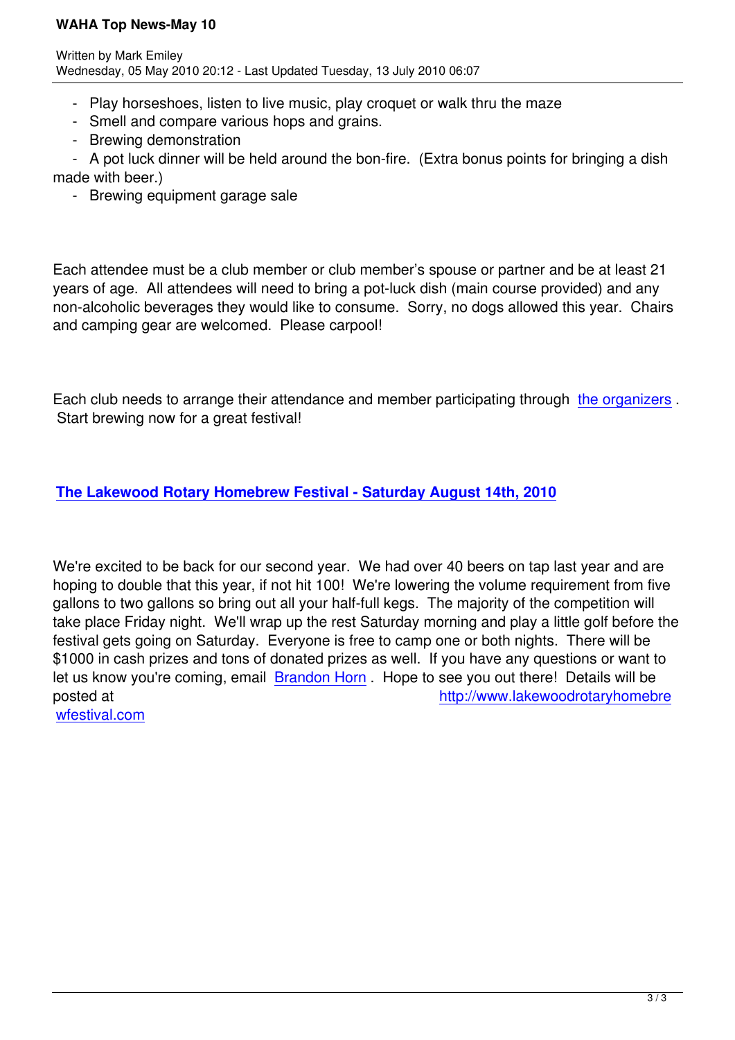- Play horseshoes, listen to live music, play croquet or walk thru the maze
- Smell and compare various hops and grains.
- Brewing demonstration
- A pot luck dinner will be held around the bon-fire. (Extra bonus points for bringing a dish made with beer.)
- Brewing equipment garage sale

Each attendee must be a club member or club member's spouse or partner and be at least 21 years of age. All attendees will need to bring a pot-luck dish (main course provided) and any non-alcoholic beverages they would like to consume. Sorry, no dogs allowed this year. Chairs and camping gear are welcomed. Please carpool!

Each club needs to arrange their attendance and member participating through the organizers. Start brewing now for a great festival!

**The Lakewood Rotary Homebrew Festival - Saturday August 14th, 2010**

We're excited to be back for our second year. We had over 40 beers on tap last year and are hoping to double that this year, if not hit 100! We're lowering the volume requirement from five gallons to two gallons so bring out all your half-full kegs. The majority of the competition will take place Friday night. We'll wrap up the rest Saturday morning and play a little golf before the festival gets going on Saturday. Everyone is free to camp one or both nights. There will be $1000 in cash prizes and tons of donated prizes as well. If you have any questions or want to let us know you're coming, email Brandon Horn. Hope to see you out there! Details will be posted at http://www.lakewoodrotaryhomebrewfestival.com